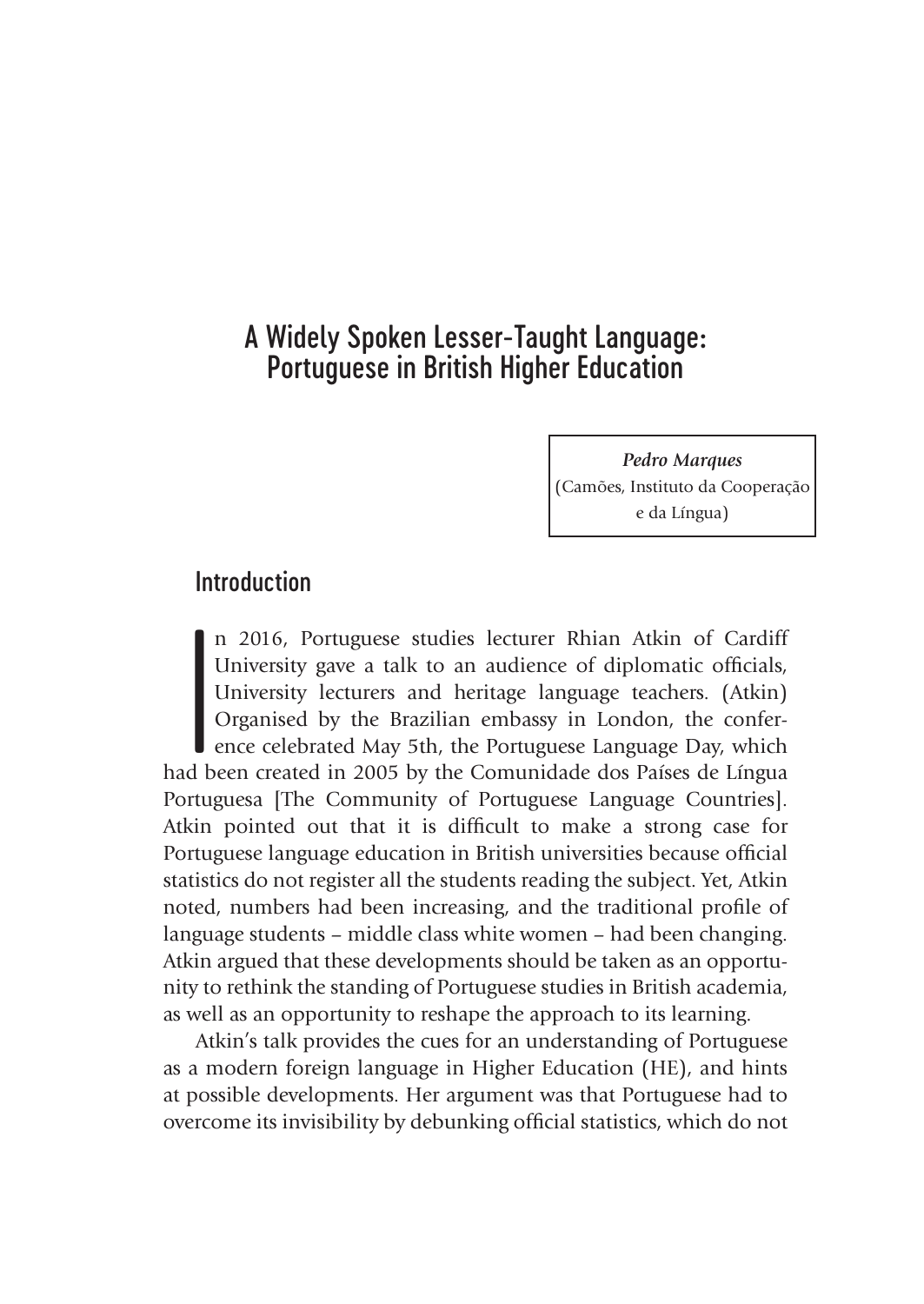# A Widely Spoken Lesser-Taught Language: Portuguese in British Higher Education

***Pedro Marques***
(Camões, Instituto da Cooperação e da Língua)

## Introduction

In 2016, Portuguese studies lecturer Rhian Atkin of Cardiff University gave a talk to an audience of diplomatic officials, University lecturers and heritage language teachers. (Atkin) Organised by the Brazilian embassy in London, the conference celebrated May 5th, the Portuguese Language Day, which had been created in 2005 by the Comunidade dos Países de Língua Portuguesa [The Community of Portuguese Language Countries]. Atkin pointed out that it is difficult to make a strong case for Portuguese language education in British universities because official statistics do not register all the students reading the subject. Yet, Atkin noted, numbers had been increasing, and the traditional profile of language students – middle class white women – had been changing. Atkin argued that these developments should be taken as an opportunity to rethink the standing of Portuguese studies in British academia, as well as an opportunity to reshape the approach to its learning.

Atkin's talk provides the cues for an understanding of Portuguese as a modern foreign language in Higher Education (HE), and hints at possible developments. Her argument was that Portuguese had to overcome its invisibility by debunking official statistics, which do not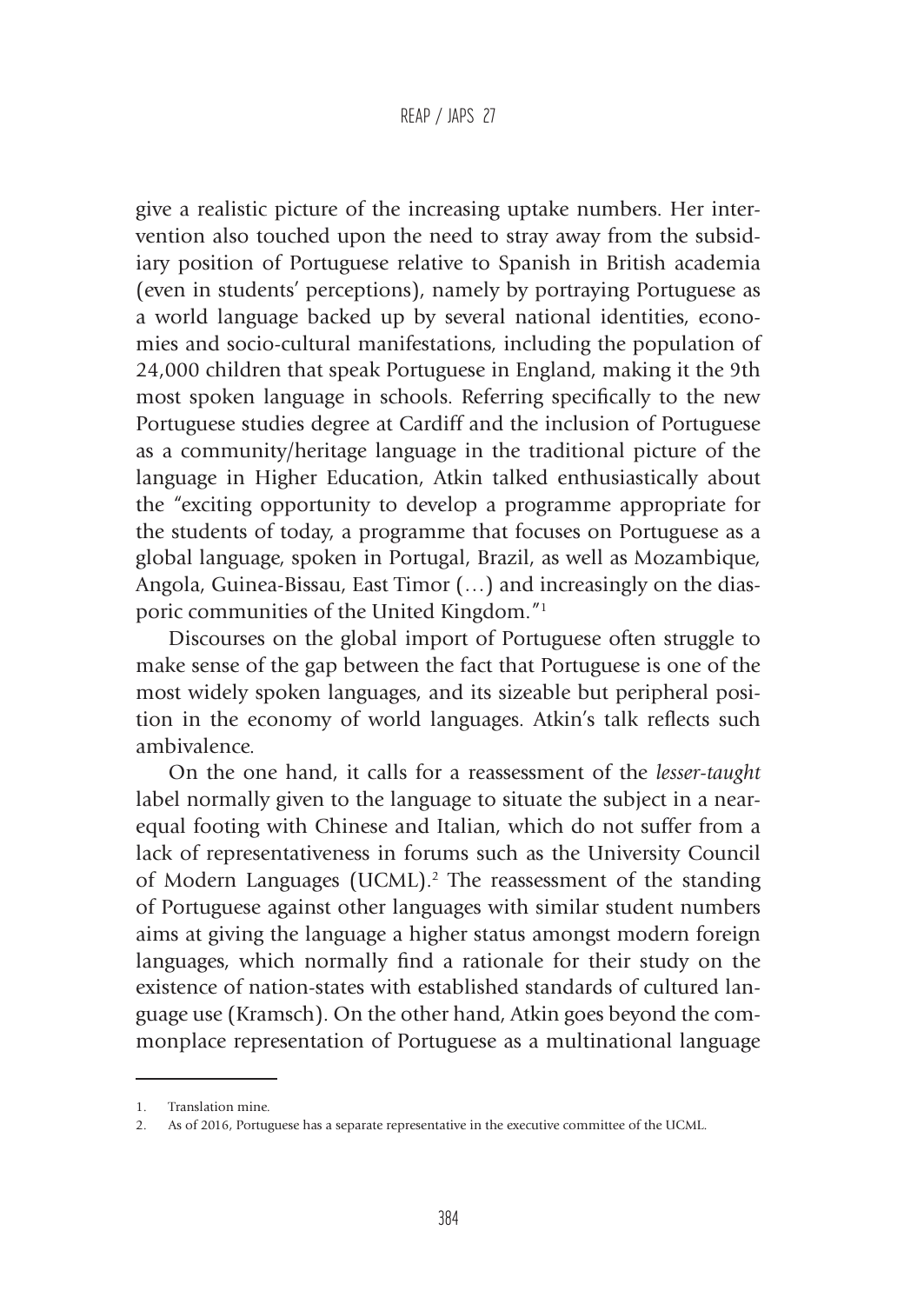give a realistic picture of the increasing uptake numbers. Her intervention also touched upon the need to stray away from the subsidiary position of Portuguese relative to Spanish in British academia (even in students' perceptions), namely by portraying Portuguese as a world language backed up by several national identities, economies and socio-cultural manifestations, including the population of 24,000 children that speak Portuguese in England, making it the 9th most spoken language in schools. Referring specifically to the new Portuguese studies degree at Cardiff and the inclusion of Portuguese as a community/heritage language in the traditional picture of the language in Higher Education, Atkin talked enthusiastically about the "exciting opportunity to develop a programme appropriate for the students of today, a programme that focuses on Portuguese as a global language, spoken in Portugal, Brazil, as well as Mozambique, Angola, Guinea-Bissau, East Timor (…) and increasingly on the diasporic communities of the United Kingdom."[1]

Discourses on the global import of Portuguese often struggle to make sense of the gap between the fact that Portuguese is one of the most widely spoken languages, and its sizeable but peripheral position in the economy of world languages. Atkin's talk reflects such ambivalence.

On the one hand, it calls for a reassessment of the *lesser-taught* label normally given to the language to situate the subject in a near-equal footing with Chinese and Italian, which do not suffer from a lack of representativeness in forums such as the University Council of Modern Languages (UCML).[2] The reassessment of the standing of Portuguese against other languages with similar student numbers aims at giving the language a higher status amongst modern foreign languages, which normally find a rationale for their study on the existence of nation-states with established standards of cultured language use (Kramsch). On the other hand, Atkin goes beyond the commonplace representation of Portuguese as a multinational language

1. Translation mine.
2. As of 2016, Portuguese has a separate representative in the executive committee of the UCML.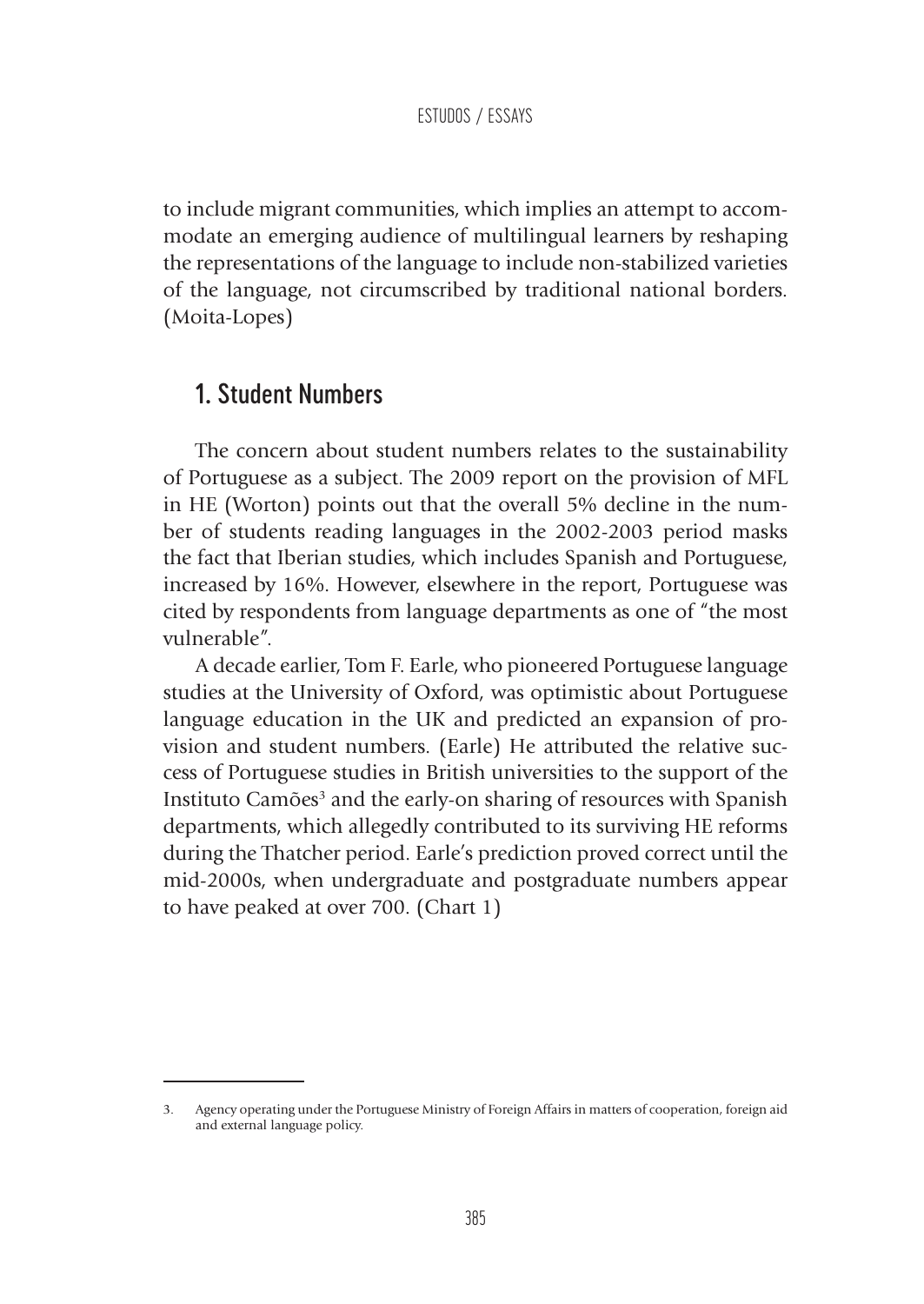to include migrant communities, which implies an attempt to accommodate an emerging audience of multilingual learners by reshaping the representations of the language to include non-stabilized varieties of the language, not circumscribed by traditional national borders. (Moita-Lopes)

## 1. Student Numbers

The concern about student numbers relates to the sustainability of Portuguese as a subject. The 2009 report on the provision of MFL in HE (Worton) points out that the overall 5% decline in the number of students reading languages in the 2002-2003 period masks the fact that Iberian studies, which includes Spanish and Portuguese, increased by 16%. However, elsewhere in the report, Portuguese was cited by respondents from language departments as one of "the most vulnerable".

A decade earlier, Tom F. Earle, who pioneered Portuguese language studies at the University of Oxford, was optimistic about Portuguese language education in the UK and predicted an expansion of provision and student numbers. (Earle) He attributed the relative success of Portuguese studies in British universities to the support of the Instituto Camões[3] and the early-on sharing of resources with Spanish departments, which allegedly contributed to its surviving HE reforms during the Thatcher period. Earle's prediction proved correct until the mid-2000s, when undergraduate and postgraduate numbers appear to have peaked at over 700. (Chart 1)

3. Agency operating under the Portuguese Ministry of Foreign Affairs in matters of cooperation, foreign aid and external language policy.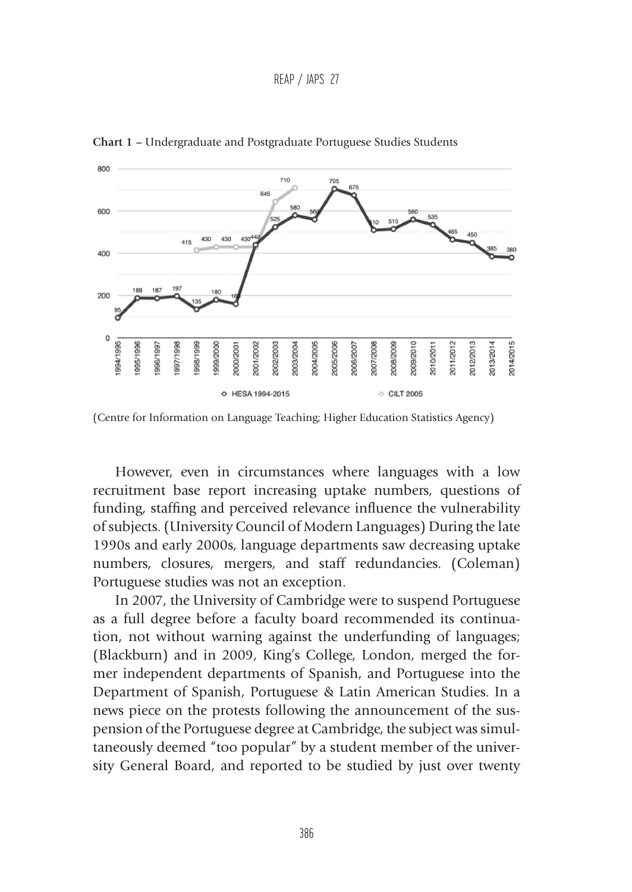**Chart 1 –** Undergraduate and Postgraduate Portuguese Studies Students

(Centre for Information on Language Teaching; Higher Education Statistics Agency)

However, even in circumstances where languages with a low recruitment base report increasing uptake numbers, questions of funding, staffing and perceived relevance influence the vulnerability of subjects. (University Council of Modern Languages) During the late 1990s and early 2000s, language departments saw decreasing uptake numbers, closures, mergers, and staff redundancies. (Coleman) Portuguese studies was not an exception.

In 2007, the University of Cambridge were to suspend Portuguese as a full degree before a faculty board recommended its continuation, not without warning against the underfunding of languages; (Blackburn) and in 2009, King's College, London, merged the former independent departments of Spanish, and Portuguese into the Department of Spanish, Portuguese & Latin American Studies. In a news piece on the protests following the announcement of the suspension of the Portuguese degree at Cambridge, the subject was simultaneously deemed "too popular" by a student member of the university General Board, and reported to be studied by just over twenty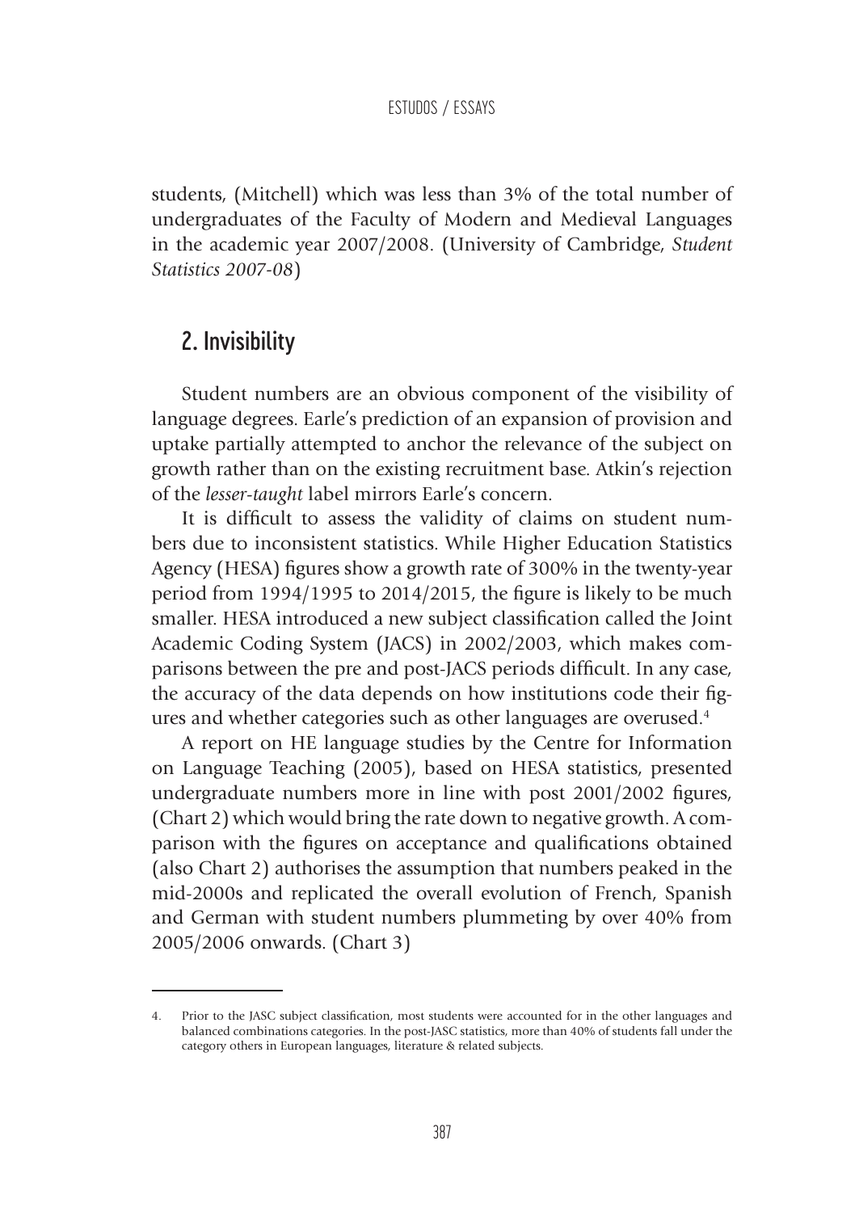students, (Mitchell) which was less than 3% of the total number of undergraduates of the Faculty of Modern and Medieval Languages in the academic year 2007/2008. (University of Cambridge, *Student Statistics 2007-08*)

## 2. Invisibility

Student numbers are an obvious component of the visibility of language degrees. Earle's prediction of an expansion of provision and uptake partially attempted to anchor the relevance of the subject on growth rather than on the existing recruitment base. Atkin's rejection of the *lesser-taught* label mirrors Earle's concern.

It is difficult to assess the validity of claims on student numbers due to inconsistent statistics. While Higher Education Statistics Agency (HESA) figures show a growth rate of 300% in the twenty-year period from 1994/1995 to 2014/2015, the figure is likely to be much smaller. HESA introduced a new subject classification called the Joint Academic Coding System (JACS) in 2002/2003, which makes comparisons between the pre and post-JACS periods difficult. In any case, the accuracy of the data depends on how institutions code their figures and whether categories such as other languages are overused.[4]

A report on HE language studies by the Centre for Information on Language Teaching (2005), based on HESA statistics, presented undergraduate numbers more in line with post 2001/2002 figures, (Chart 2) which would bring the rate down to negative growth. A comparison with the figures on acceptance and qualifications obtained (also Chart 2) authorises the assumption that numbers peaked in the mid-2000s and replicated the overall evolution of French, Spanish and German with student numbers plummeting by over 40% from 2005/2006 onwards. (Chart 3)

---

4. Prior to the JASC subject classification, most students were accounted for in the other languages and balanced combinations categories. In the post-JASC statistics, more than 40% of students fall under the category others in European languages, literature & related subjects.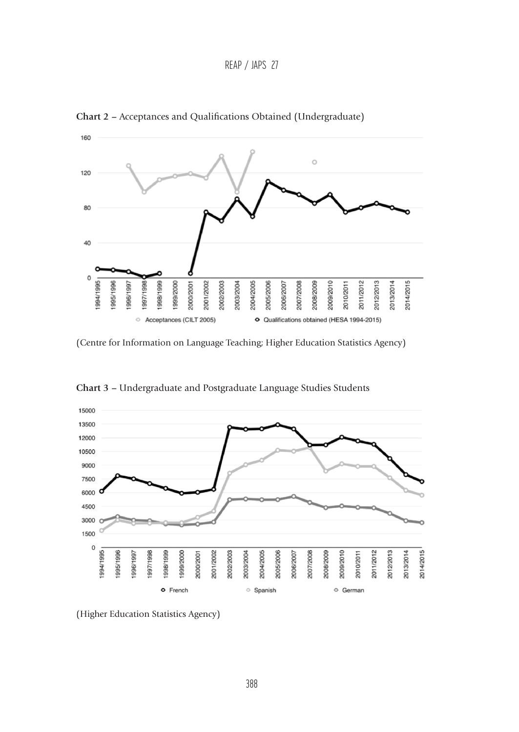**Chart 2** – Acceptances and Qualifications Obtained (Undergraduate)

(Centre for Information on Language Teaching; Higher Education Statistics Agency)

**Chart 3** – Undergraduate and Postgraduate Language Studies Students

(Higher Education Statistics Agency)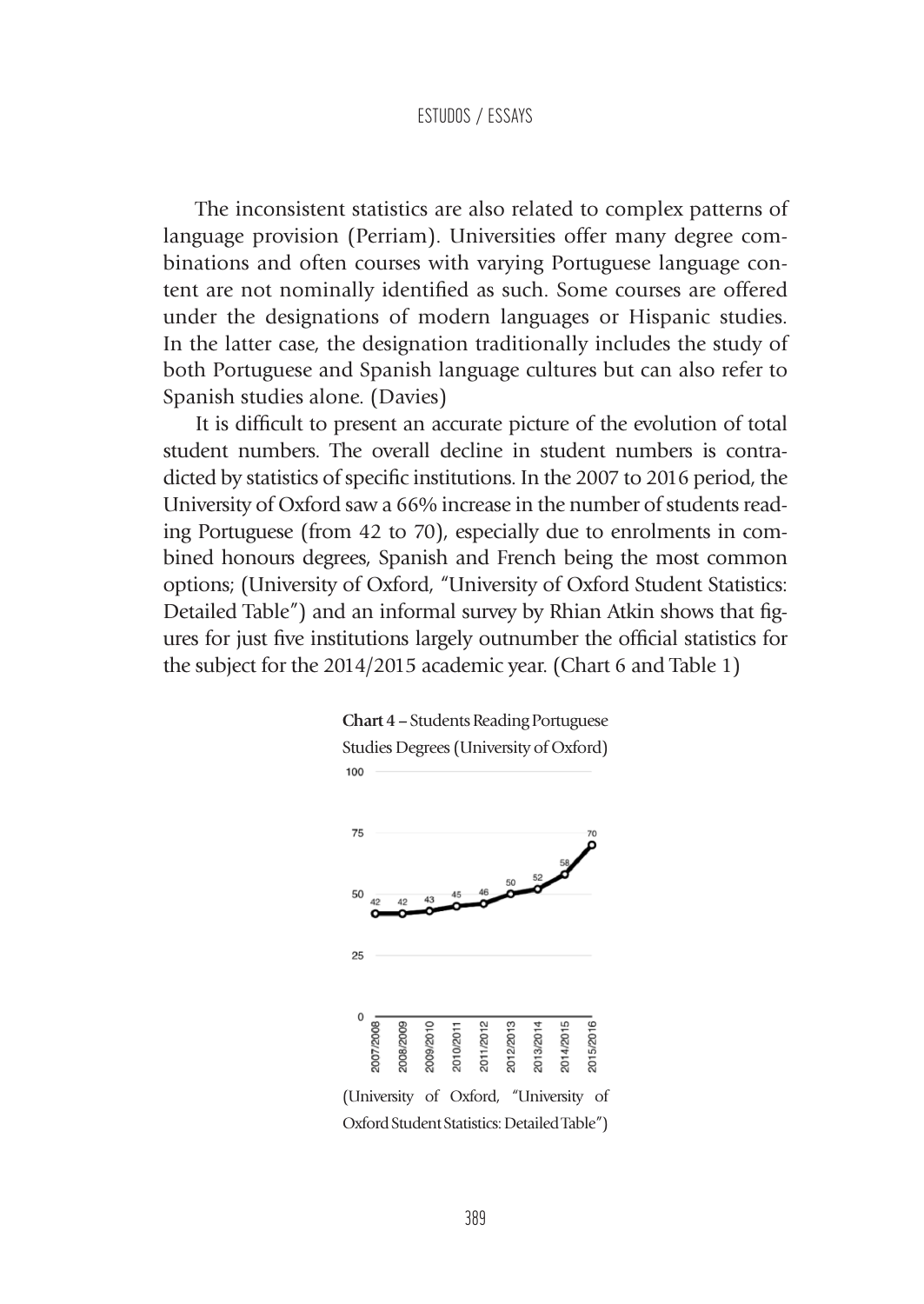The inconsistent statistics are also related to complex patterns of language provision (Perriam). Universities offer many degree combinations and often courses with varying Portuguese language content are not nominally identified as such. Some courses are offered under the designations of modern languages or Hispanic studies. In the latter case, the designation traditionally includes the study of both Portuguese and Spanish language cultures but can also refer to Spanish studies alone. (Davies)

It is difficult to present an accurate picture of the evolution of total student numbers. The overall decline in student numbers is contradicted by statistics of specific institutions. In the 2007 to 2016 period, the University of Oxford saw a 66% increase in the number of students reading Portuguese (from 42 to 70), especially due to enrolments in combined honours degrees, Spanish and French being the most common options; (University of Oxford, "University of Oxford Student Statistics: Detailed Table") and an informal survey by Rhian Atkin shows that figures for just five institutions largely outnumber the official statistics for the subject for the 2014/2015 academic year. (Chart 6 and Table 1)

**Chart 4** – Students Reading Portuguese Studies Degrees (University of Oxford)

| Year | Students |
|---|---|
| 2007/2008 | 42 |
| 2008/2009 | 42 |
| 2009/2010 | 43 |
| 2010/2011 | 45 |
| 2011/2012 | 46 |
| 2012/2013 | 50 |
| 2013/2014 | 52 |
| 2014/2015 | 58 |
| 2015/2016 | 70 |

(University of Oxford, "University of Oxford Student Statistics: Detailed Table")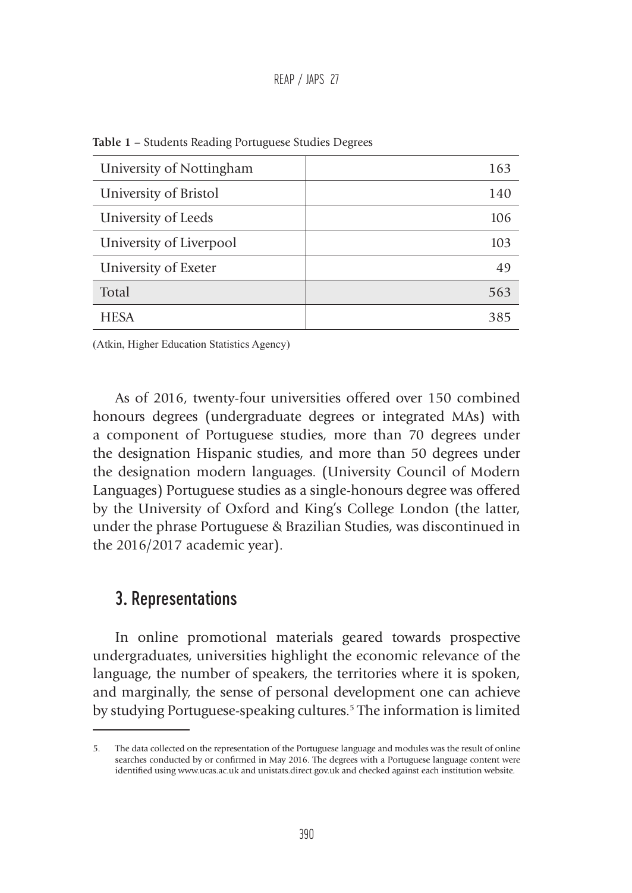**Table 1 –** Students Reading Portuguese Studies Degrees

| | |
|---|---:|
| University of Nottingham | 163 |
| University of Bristol | 140 |
| University of Leeds | 106 |
| University of Liverpool | 103 |
| University of Exeter | 49 |
| Total | 563 |
| HESA | 385 |

(Atkin, Higher Education Statistics Agency)

As of 2016, twenty-four universities offered over 150 combined honours degrees (undergraduate degrees or integrated MAs) with a component of Portuguese studies, more than 70 degrees under the designation Hispanic studies, and more than 50 degrees under the designation modern languages. (University Council of Modern Languages) Portuguese studies as a single-honours degree was offered by the University of Oxford and King's College London (the latter, under the phrase Portuguese & Brazilian Studies, was discontinued in the 2016/2017 academic year).

## 3. Representations

In online promotional materials geared towards prospective undergraduates, universities highlight the economic relevance of the language, the number of speakers, the territories where it is spoken, and marginally, the sense of personal development one can achieve by studying Portuguese-speaking cultures.[5] The information is limited

---

5. The data collected on the representation of the Portuguese language and modules was the result of online searches conducted by or confirmed in May 2016. The degrees with a Portuguese language content were identified using www.ucas.ac.uk and unistats.direct.gov.uk and checked against each institution website.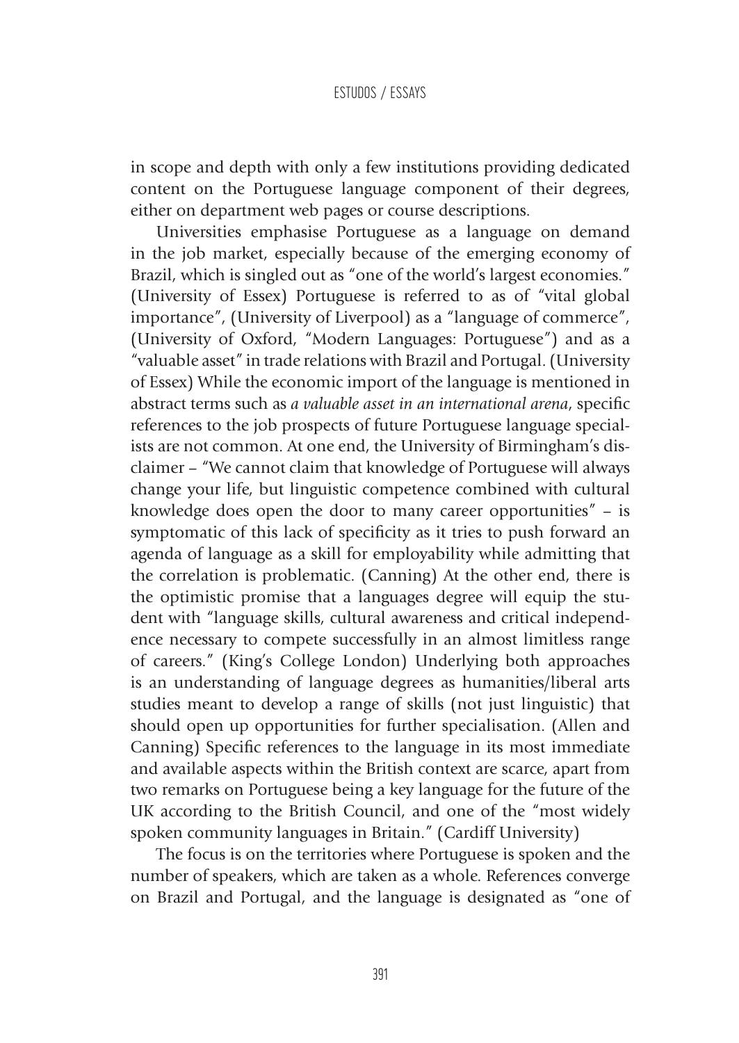in scope and depth with only a few institutions providing dedicated content on the Portuguese language component of their degrees, either on department web pages or course descriptions.

Universities emphasise Portuguese as a language on demand in the job market, especially because of the emerging economy of Brazil, which is singled out as "one of the world's largest economies." (University of Essex) Portuguese is referred to as of "vital global importance", (University of Liverpool) as a "language of commerce", (University of Oxford, "Modern Languages: Portuguese") and as a "valuable asset" in trade relations with Brazil and Portugal. (University of Essex) While the economic import of the language is mentioned in abstract terms such as *a valuable asset in an international arena*, specific references to the job prospects of future Portuguese language specialists are not common. At one end, the University of Birmingham's disclaimer – "We cannot claim that knowledge of Portuguese will always change your life, but linguistic competence combined with cultural knowledge does open the door to many career opportunities" – is symptomatic of this lack of specificity as it tries to push forward an agenda of language as a skill for employability while admitting that the correlation is problematic. (Canning) At the other end, there is the optimistic promise that a languages degree will equip the student with "language skills, cultural awareness and critical independence necessary to compete successfully in an almost limitless range of careers." (King's College London) Underlying both approaches is an understanding of language degrees as humanities/liberal arts studies meant to develop a range of skills (not just linguistic) that should open up opportunities for further specialisation. (Allen and Canning) Specific references to the language in its most immediate and available aspects within the British context are scarce, apart from two remarks on Portuguese being a key language for the future of the UK according to the British Council, and one of the "most widely spoken community languages in Britain." (Cardiff University)

The focus is on the territories where Portuguese is spoken and the number of speakers, which are taken as a whole. References converge on Brazil and Portugal, and the language is designated as "one of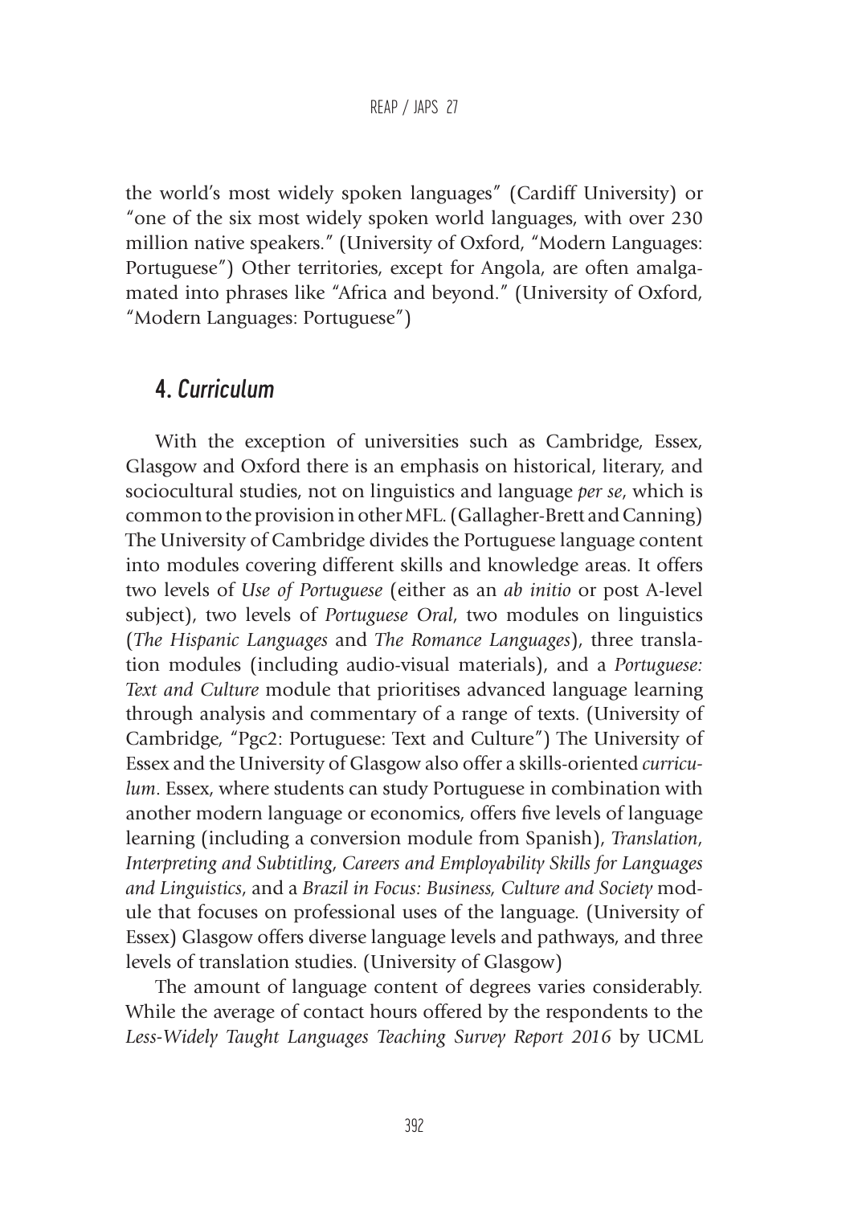the world's most widely spoken languages" (Cardiff University) or "one of the six most widely spoken world languages, with over 230 million native speakers." (University of Oxford, "Modern Languages: Portuguese") Other territories, except for Angola, are often amalgamated into phrases like "Africa and beyond." (University of Oxford, "Modern Languages: Portuguese")

## 4. *Curriculum*

With the exception of universities such as Cambridge, Essex, Glasgow and Oxford there is an emphasis on historical, literary, and sociocultural studies, not on linguistics and language *per se*, which is common to the provision in other MFL. (Gallagher-Brett and Canning) The University of Cambridge divides the Portuguese language content into modules covering different skills and knowledge areas. It offers two levels of *Use of Portuguese* (either as an *ab initio* or post A-level subject), two levels of *Portuguese Oral*, two modules on linguistics (*The Hispanic Languages* and *The Romance Languages*), three translation modules (including audio-visual materials), and a *Portuguese: Text and Culture* module that prioritises advanced language learning through analysis and commentary of a range of texts. (University of Cambridge, "Pgc2: Portuguese: Text and Culture") The University of Essex and the University of Glasgow also offer a skills-oriented *curriculum*. Essex, where students can study Portuguese in combination with another modern language or economics, offers five levels of language learning (including a conversion module from Spanish), *Translation, Interpreting and Subtitling*, *Careers and Employability Skills for Languages and Linguistics*, and a *Brazil in Focus: Business, Culture and Society* module that focuses on professional uses of the language. (University of Essex) Glasgow offers diverse language levels and pathways, and three levels of translation studies. (University of Glasgow)

The amount of language content of degrees varies considerably. While the average of contact hours offered by the respondents to the *Less-Widely Taught Languages Teaching Survey Report 2016* by UCML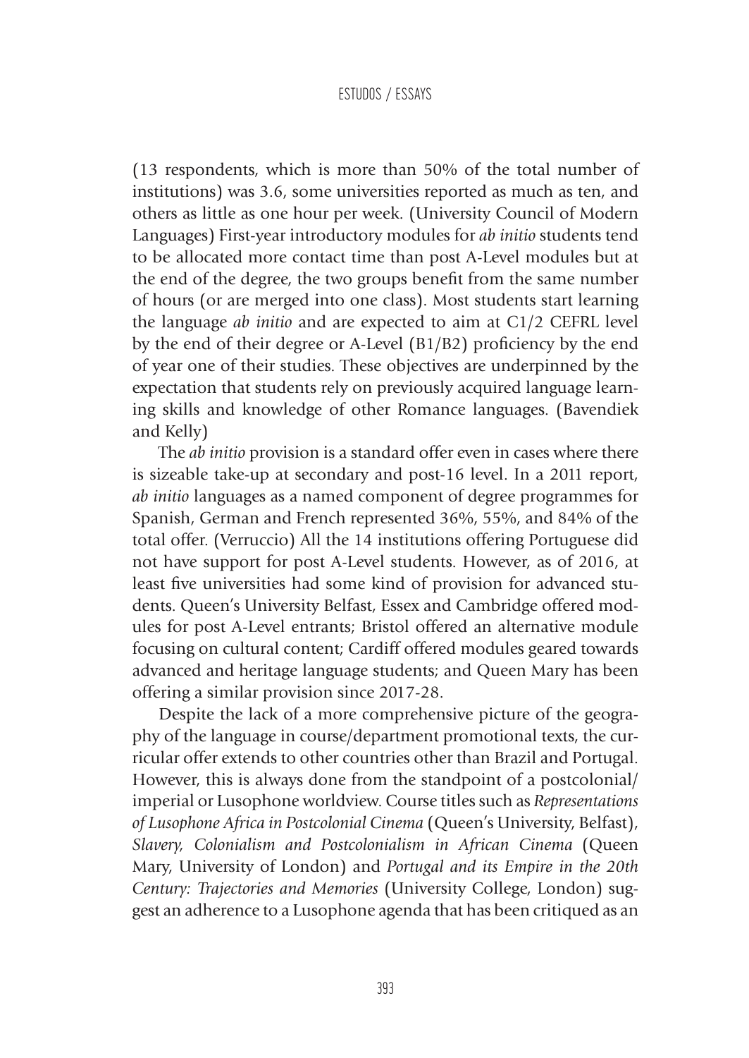(13 respondents, which is more than 50% of the total number of institutions) was 3.6, some universities reported as much as ten, and others as little as one hour per week. (University Council of Modern Languages) First-year introductory modules for *ab initio* students tend to be allocated more contact time than post A-Level modules but at the end of the degree, the two groups benefit from the same number of hours (or are merged into one class). Most students start learning the language *ab initio* and are expected to aim at C1/2 CEFRL level by the end of their degree or A-Level (B1/B2) proficiency by the end of year one of their studies. These objectives are underpinned by the expectation that students rely on previously acquired language learning skills and knowledge of other Romance languages. (Bavendiek and Kelly)

The *ab initio* provision is a standard offer even in cases where there is sizeable take-up at secondary and post-16 level. In a 2011 report, *ab initio* languages as a named component of degree programmes for Spanish, German and French represented 36%, 55%, and 84% of the total offer. (Verruccio) All the 14 institutions offering Portuguese did not have support for post A-Level students. However, as of 2016, at least five universities had some kind of provision for advanced students. Queen's University Belfast, Essex and Cambridge offered modules for post A-Level entrants; Bristol offered an alternative module focusing on cultural content; Cardiff offered modules geared towards advanced and heritage language students; and Queen Mary has been offering a similar provision since 2017-28.

Despite the lack of a more comprehensive picture of the geography of the language in course/department promotional texts, the curricular offer extends to other countries other than Brazil and Portugal. However, this is always done from the standpoint of a postcolonial/imperial or Lusophone worldview. Course titles such as *Representations of Lusophone Africa in Postcolonial Cinema* (Queen's University, Belfast), *Slavery, Colonialism and Postcolonialism in African Cinema* (Queen Mary, University of London) and *Portugal and its Empire in the 20th Century: Trajectories and Memories* (University College, London) suggest an adherence to a Lusophone agenda that has been critiqued as an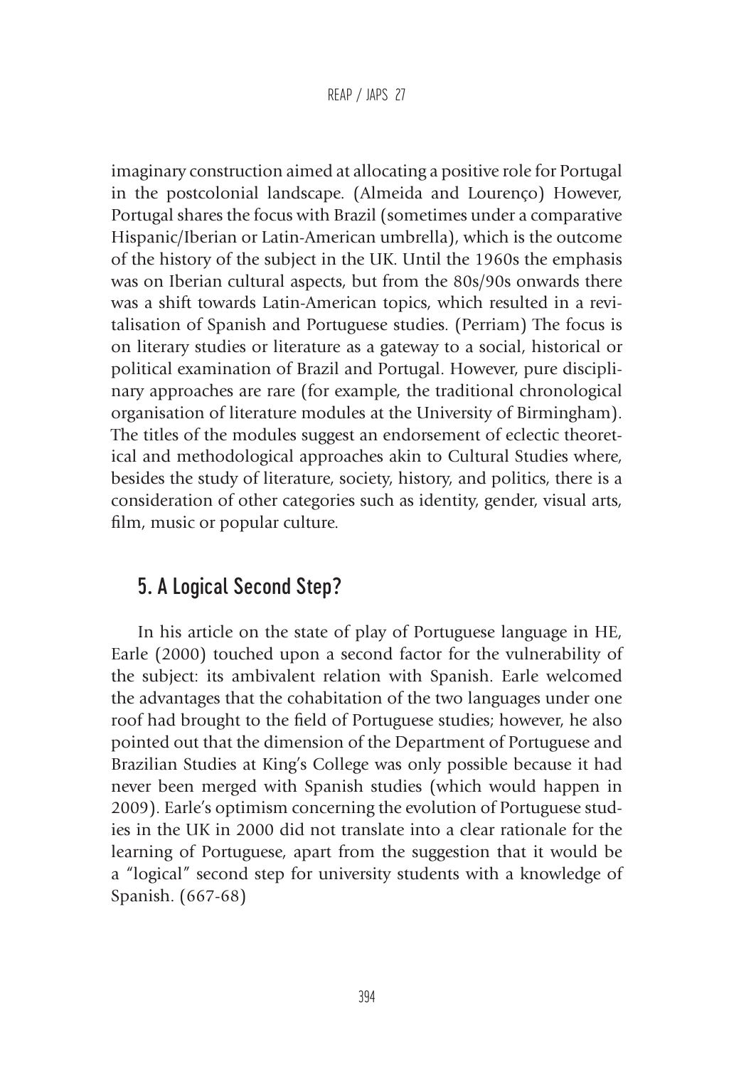imaginary construction aimed at allocating a positive role for Portugal in the postcolonial landscape. (Almeida and Lourenço) However, Portugal shares the focus with Brazil (sometimes under a comparative Hispanic/Iberian or Latin-American umbrella), which is the outcome of the history of the subject in the UK. Until the 1960s the emphasis was on Iberian cultural aspects, but from the 80s/90s onwards there was a shift towards Latin-American topics, which resulted in a revitalisation of Spanish and Portuguese studies. (Perriam) The focus is on literary studies or literature as a gateway to a social, historical or political examination of Brazil and Portugal. However, pure disciplinary approaches are rare (for example, the traditional chronological organisation of literature modules at the University of Birmingham). The titles of the modules suggest an endorsement of eclectic theoretical and methodological approaches akin to Cultural Studies where, besides the study of literature, society, history, and politics, there is a consideration of other categories such as identity, gender, visual arts, film, music or popular culture.

## 5. A Logical Second Step?

In his article on the state of play of Portuguese language in HE, Earle (2000) touched upon a second factor for the vulnerability of the subject: its ambivalent relation with Spanish. Earle welcomed the advantages that the cohabitation of the two languages under one roof had brought to the field of Portuguese studies; however, he also pointed out that the dimension of the Department of Portuguese and Brazilian Studies at King's College was only possible because it had never been merged with Spanish studies (which would happen in 2009). Earle's optimism concerning the evolution of Portuguese studies in the UK in 2000 did not translate into a clear rationale for the learning of Portuguese, apart from the suggestion that it would be a "logical" second step for university students with a knowledge of Spanish. (667-68)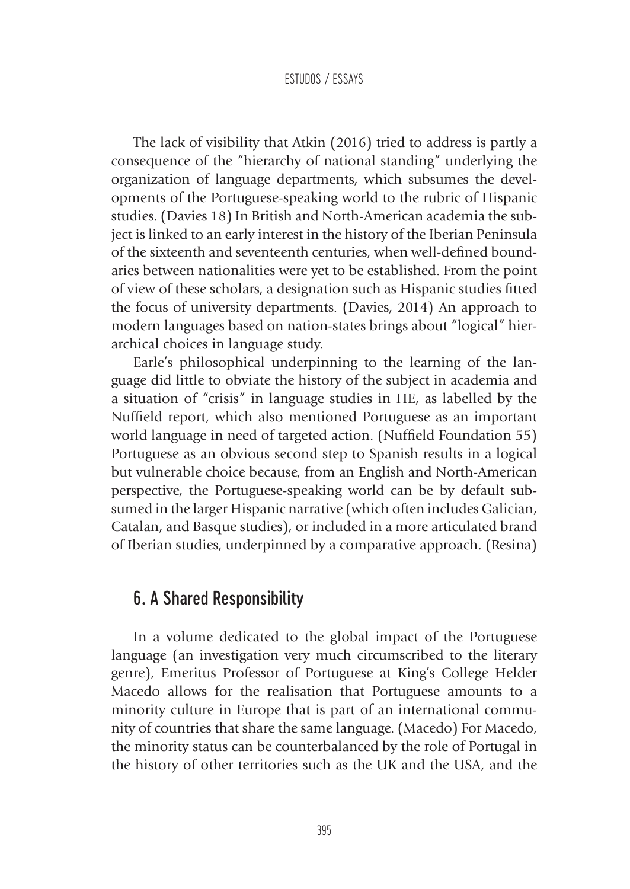The lack of visibility that Atkin (2016) tried to address is partly a consequence of the "hierarchy of national standing" underlying the organization of language departments, which subsumes the developments of the Portuguese-speaking world to the rubric of Hispanic studies. (Davies 18) In British and North-American academia the subject is linked to an early interest in the history of the Iberian Peninsula of the sixteenth and seventeenth centuries, when well-defined boundaries between nationalities were yet to be established. From the point of view of these scholars, a designation such as Hispanic studies fitted the focus of university departments. (Davies, 2014) An approach to modern languages based on nation-states brings about "logical" hierarchical choices in language study.

Earle's philosophical underpinning to the learning of the language did little to obviate the history of the subject in academia and a situation of "crisis" in language studies in HE, as labelled by the Nuffield report, which also mentioned Portuguese as an important world language in need of targeted action. (Nuffield Foundation 55) Portuguese as an obvious second step to Spanish results in a logical but vulnerable choice because, from an English and North-American perspective, the Portuguese-speaking world can be by default subsumed in the larger Hispanic narrative (which often includes Galician, Catalan, and Basque studies), or included in a more articulated brand of Iberian studies, underpinned by a comparative approach. (Resina)

## 6. A Shared Responsibility

In a volume dedicated to the global impact of the Portuguese language (an investigation very much circumscribed to the literary genre), Emeritus Professor of Portuguese at King's College Helder Macedo allows for the realisation that Portuguese amounts to a minority culture in Europe that is part of an international community of countries that share the same language. (Macedo) For Macedo, the minority status can be counterbalanced by the role of Portugal in the history of other territories such as the UK and the USA, and the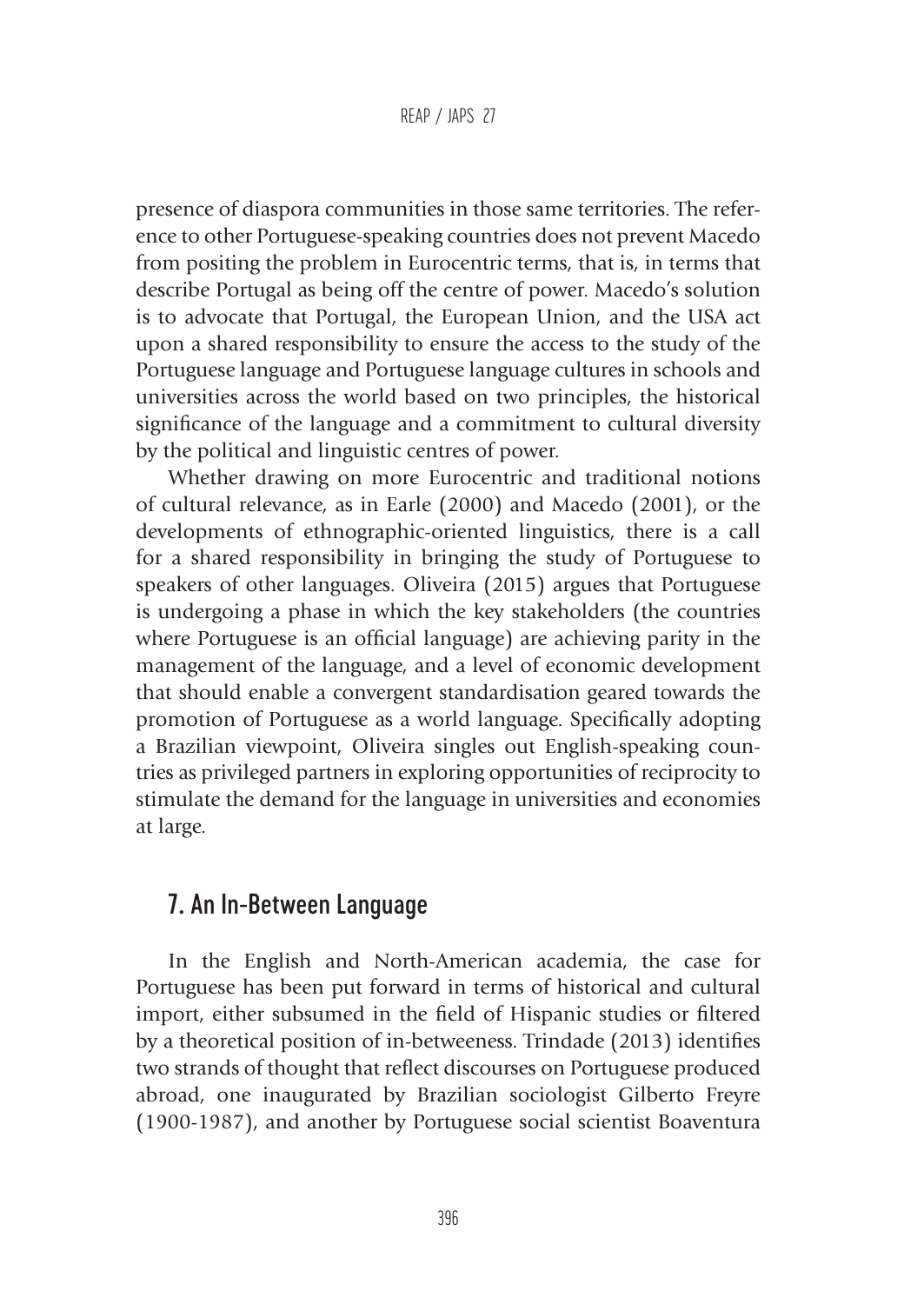presence of diaspora communities in those same territories. The reference to other Portuguese-speaking countries does not prevent Macedo from positing the problem in Eurocentric terms, that is, in terms that describe Portugal as being off the centre of power. Macedo's solution is to advocate that Portugal, the European Union, and the USA act upon a shared responsibility to ensure the access to the study of the Portuguese language and Portuguese language cultures in schools and universities across the world based on two principles, the historical significance of the language and a commitment to cultural diversity by the political and linguistic centres of power.

Whether drawing on more Eurocentric and traditional notions of cultural relevance, as in Earle (2000) and Macedo (2001), or the developments of ethnographic-oriented linguistics, there is a call for a shared responsibility in bringing the study of Portuguese to speakers of other languages. Oliveira (2015) argues that Portuguese is undergoing a phase in which the key stakeholders (the countries where Portuguese is an official language) are achieving parity in the management of the language, and a level of economic development that should enable a convergent standardisation geared towards the promotion of Portuguese as a world language. Specifically adopting a Brazilian viewpoint, Oliveira singles out English-speaking countries as privileged partners in exploring opportunities of reciprocity to stimulate the demand for the language in universities and economies at large.

## 7. An In-Between Language

In the English and North-American academia, the case for Portuguese has been put forward in terms of historical and cultural import, either subsumed in the field of Hispanic studies or filtered by a theoretical position of in-betweeness. Trindade (2013) identifies two strands of thought that reflect discourses on Portuguese produced abroad, one inaugurated by Brazilian sociologist Gilberto Freyre (1900-1987), and another by Portuguese social scientist Boaventura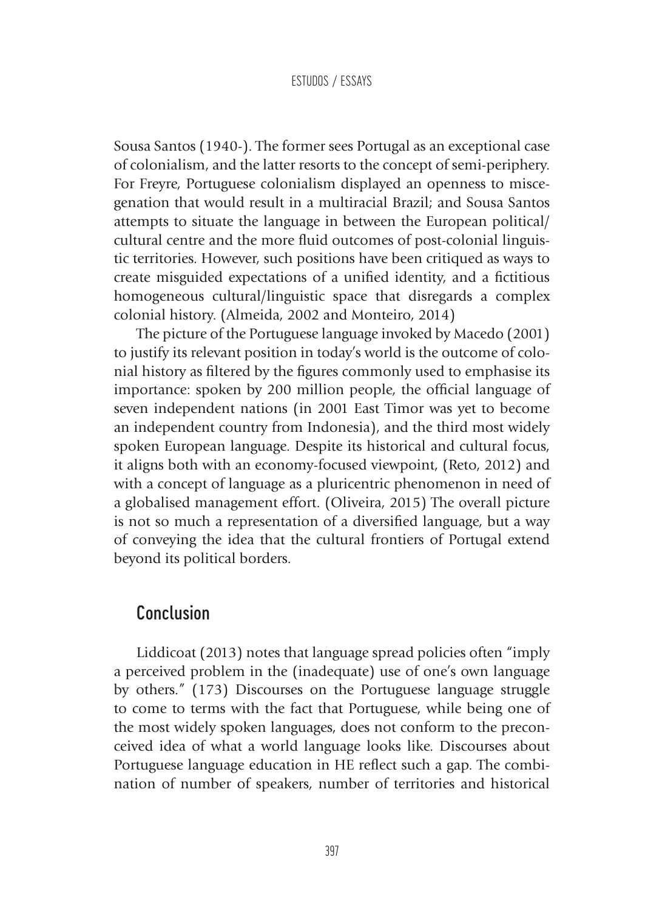Sousa Santos (1940-). The former sees Portugal as an exceptional case of colonialism, and the latter resorts to the concept of semi-periphery. For Freyre, Portuguese colonialism displayed an openness to miscegenation that would result in a multiracial Brazil; and Sousa Santos attempts to situate the language in between the European political/cultural centre and the more fluid outcomes of post-colonial linguistic territories. However, such positions have been critiqued as ways to create misguided expectations of a unified identity, and a fictitious homogeneous cultural/linguistic space that disregards a complex colonial history. (Almeida, 2002 and Monteiro, 2014)

The picture of the Portuguese language invoked by Macedo (2001) to justify its relevant position in today's world is the outcome of colonial history as filtered by the figures commonly used to emphasise its importance: spoken by 200 million people, the official language of seven independent nations (in 2001 East Timor was yet to become an independent country from Indonesia), and the third most widely spoken European language. Despite its historical and cultural focus, it aligns both with an economy-focused viewpoint, (Reto, 2012) and with a concept of language as a pluricentric phenomenon in need of a globalised management effort. (Oliveira, 2015) The overall picture is not so much a representation of a diversified language, but a way of conveying the idea that the cultural frontiers of Portugal extend beyond its political borders.

## Conclusion

Liddicoat (2013) notes that language spread policies often "imply a perceived problem in the (inadequate) use of one's own language by others." (173) Discourses on the Portuguese language struggle to come to terms with the fact that Portuguese, while being one of the most widely spoken languages, does not conform to the preconceived idea of what a world language looks like. Discourses about Portuguese language education in HE reflect such a gap. The combination of number of speakers, number of territories and historical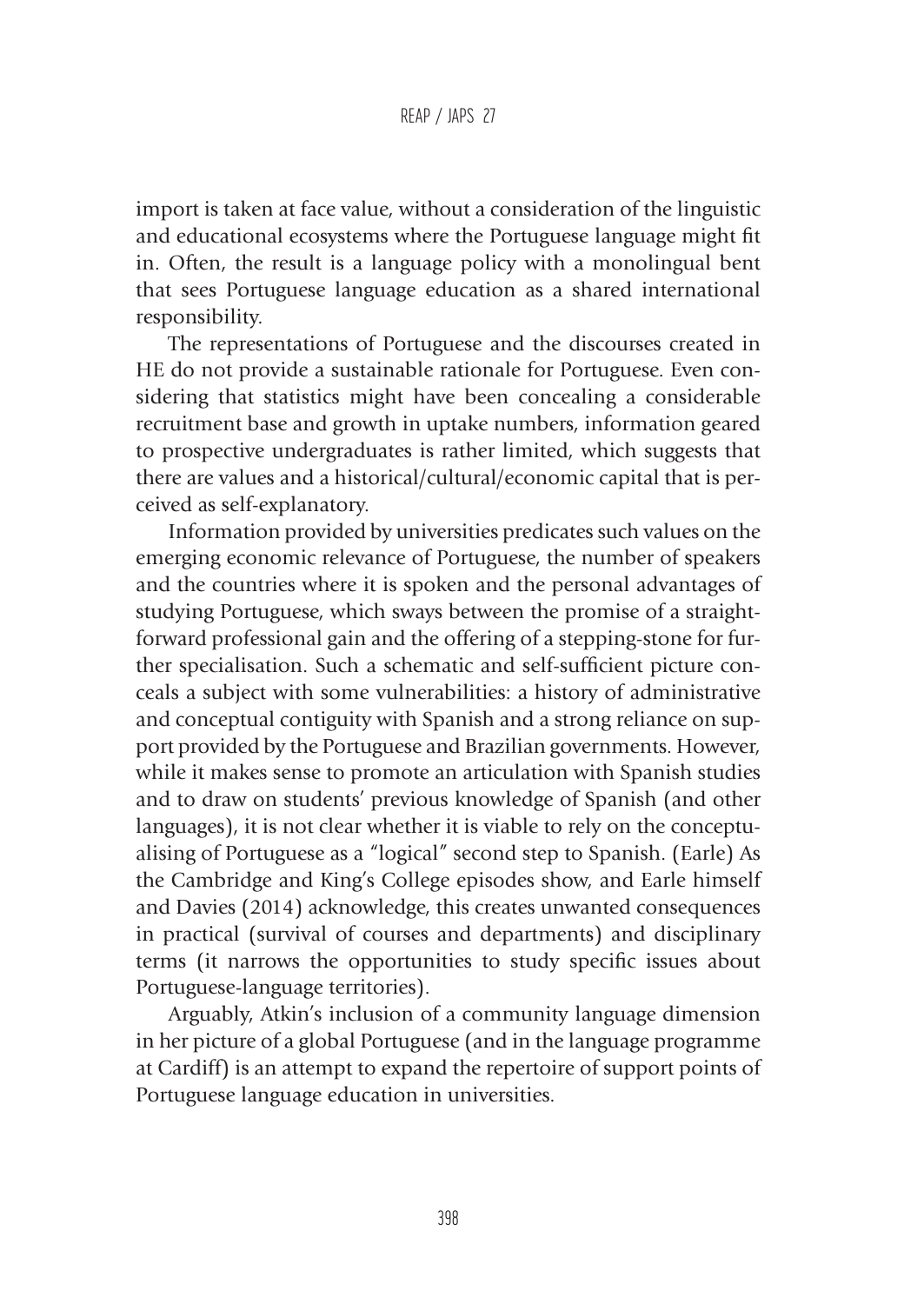import is taken at face value, without a consideration of the linguistic and educational ecosystems where the Portuguese language might fit in. Often, the result is a language policy with a monolingual bent that sees Portuguese language education as a shared international responsibility.

The representations of Portuguese and the discourses created in HE do not provide a sustainable rationale for Portuguese. Even considering that statistics might have been concealing a considerable recruitment base and growth in uptake numbers, information geared to prospective undergraduates is rather limited, which suggests that there are values and a historical/cultural/economic capital that is perceived as self-explanatory.

Information provided by universities predicates such values on the emerging economic relevance of Portuguese, the number of speakers and the countries where it is spoken and the personal advantages of studying Portuguese, which sways between the promise of a straightforward professional gain and the offering of a stepping-stone for further specialisation. Such a schematic and self-sufficient picture conceals a subject with some vulnerabilities: a history of administrative and conceptual contiguity with Spanish and a strong reliance on support provided by the Portuguese and Brazilian governments. However, while it makes sense to promote an articulation with Spanish studies and to draw on students' previous knowledge of Spanish (and other languages), it is not clear whether it is viable to rely on the conceptualising of Portuguese as a "logical" second step to Spanish. (Earle) As the Cambridge and King's College episodes show, and Earle himself and Davies (2014) acknowledge, this creates unwanted consequences in practical (survival of courses and departments) and disciplinary terms (it narrows the opportunities to study specific issues about Portuguese-language territories).

Arguably, Atkin's inclusion of a community language dimension in her picture of a global Portuguese (and in the language programme at Cardiff) is an attempt to expand the repertoire of support points of Portuguese language education in universities.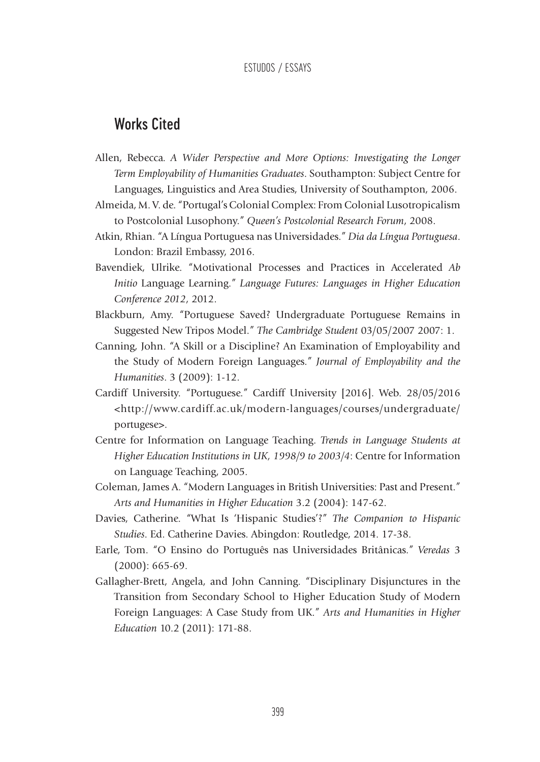## Works Cited

Allen, Rebecca. *A Wider Perspective and More Options: Investigating the Longer Term Employability of Humanities Graduates*. Southampton: Subject Centre for Languages, Linguistics and Area Studies, University of Southampton, 2006.

Almeida, M. V. de. "Portugal's Colonial Complex: From Colonial Lusotropicalism to Postcolonial Lusophony." *Queen's Postcolonial Research Forum*, 2008.

Atkin, Rhian. "A Língua Portuguesa nas Universidades." *Dia da Língua Portuguesa*. London: Brazil Embassy, 2016.

Bavendiek, Ulrike. "Motivational Processes and Practices in Accelerated *Ab Initio* Language Learning." *Language Futures: Languages in Higher Education Conference 2012*, 2012.

Blackburn, Amy. "Portuguese Saved? Undergraduate Portuguese Remains in Suggested New Tripos Model." *The Cambridge Student* 03/05/2007 2007: 1.

Canning, John. "A Skill or a Discipline? An Examination of Employability and the Study of Modern Foreign Languages." *Journal of Employability and the Humanities*. 3 (2009): 1-12.

Cardiff University. "Portuguese." Cardiff University [2016]. Web. 28/05/2016 <http://www.cardiff.ac.uk/modern-languages/courses/undergraduate/portugese>.

Centre for Information on Language Teaching. *Trends in Language Students at Higher Education Institutions in UK, 1998/9 to 2003/4*: Centre for Information on Language Teaching, 2005.

Coleman, James A. "Modern Languages in British Universities: Past and Present." *Arts and Humanities in Higher Education* 3.2 (2004): 147-62.

Davies, Catherine. "What Is 'Hispanic Studies'?" *The Companion to Hispanic Studies*. Ed. Catherine Davies. Abingdon: Routledge, 2014. 17-38.

Earle, Tom. "O Ensino do Português nas Universidades Britânicas." *Veredas* 3 (2000): 665-69.

Gallagher-Brett, Angela, and John Canning. "Disciplinary Disjunctures in the Transition from Secondary School to Higher Education Study of Modern Foreign Languages: A Case Study from UK." *Arts and Humanities in Higher Education* 10.2 (2011): 171-88.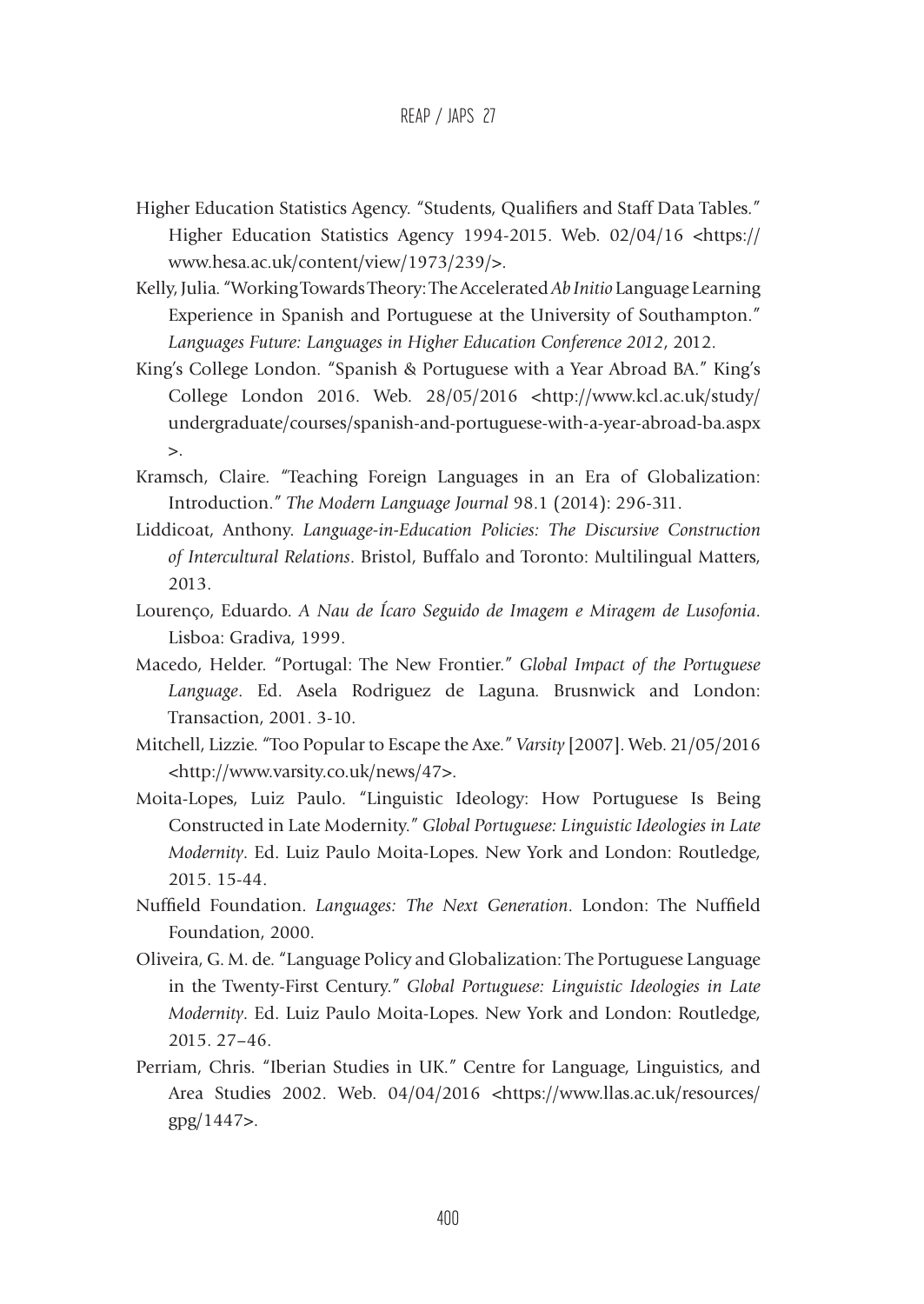Higher Education Statistics Agency. "Students, Qualifiers and Staff Data Tables." Higher Education Statistics Agency 1994-2015. Web. 02/04/16 <https://www.hesa.ac.uk/content/view/1973/239/>.

Kelly, Julia. "Working Towards Theory: The Accelerated *Ab Initio* Language Learning Experience in Spanish and Portuguese at the University of Southampton." *Languages Future: Languages in Higher Education Conference 2012*, 2012.

King's College London. "Spanish & Portuguese with a Year Abroad BA." King's College London 2016. Web. 28/05/2016 <http://www.kcl.ac.uk/study/undergraduate/courses/spanish-and-portuguese-with-a-year-abroad-ba.aspx>.

Kramsch, Claire. "Teaching Foreign Languages in an Era of Globalization: Introduction." *The Modern Language Journal* 98.1 (2014): 296-311.

Liddicoat, Anthony. *Language-in-Education Policies: The Discursive Construction of Intercultural Relations*. Bristol, Buffalo and Toronto: Multilingual Matters, 2013.

Lourenço, Eduardo. *A Nau de Ícaro Seguido de Imagem e Miragem de Lusofonia*. Lisboa: Gradiva, 1999.

Macedo, Helder. "Portugal: The New Frontier." *Global Impact of the Portuguese Language*. Ed. Asela Rodriguez de Laguna. Brusnwick and London: Transaction, 2001. 3-10.

Mitchell, Lizzie. "Too Popular to Escape the Axe." *Varsity* [2007]. Web. 21/05/2016 <http://www.varsity.co.uk/news/47>.

Moita-Lopes, Luiz Paulo. "Linguistic Ideology: How Portuguese Is Being Constructed in Late Modernity." *Global Portuguese: Linguistic Ideologies in Late Modernity*. Ed. Luiz Paulo Moita-Lopes. New York and London: Routledge, 2015. 15-44.

Nuffield Foundation. *Languages: The Next Generation*. London: The Nuffield Foundation, 2000.

Oliveira, G. M. de. "Language Policy and Globalization: The Portuguese Language in the Twenty-First Century." *Global Portuguese: Linguistic Ideologies in Late Modernity*. Ed. Luiz Paulo Moita-Lopes. New York and London: Routledge, 2015. 27–46.

Perriam, Chris. "Iberian Studies in UK." Centre for Language, Linguistics, and Area Studies 2002. Web. 04/04/2016 <https://www.llas.ac.uk/resources/gpg/1447>.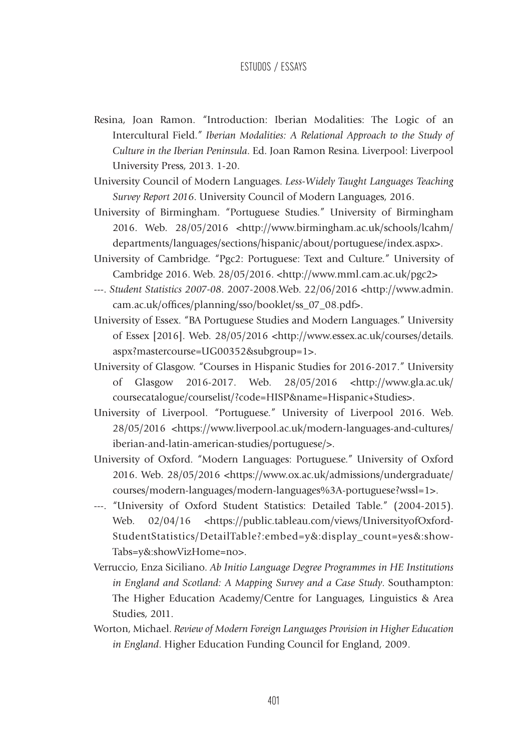Resina, Joan Ramon. "Introduction: Iberian Modalities: The Logic of an Intercultural Field." *Iberian Modalities: A Relational Approach to the Study of Culture in the Iberian Peninsula*. Ed. Joan Ramon Resina. Liverpool: Liverpool University Press, 2013. 1-20.

University Council of Modern Languages. *Less-Widely Taught Languages Teaching Survey Report 2016*. University Council of Modern Languages, 2016.

University of Birmingham. "Portuguese Studies." University of Birmingham 2016. Web. 28/05/2016 <http://www.birmingham.ac.uk/schools/lcahm/departments/languages/sections/hispanic/about/portuguese/index.aspx>.

University of Cambridge. "Pgc2: Portuguese: Text and Culture." University of Cambridge 2016. Web. 28/05/2016. <http://www.mml.cam.ac.uk/pgc2>

---. *Student Statistics 2007-08*. 2007-2008.Web. 22/06/2016 <http://www.admin.cam.ac.uk/offices/planning/sso/booklet/ss_07_08.pdf>.

University of Essex. "BA Portuguese Studies and Modern Languages." University of Essex [2016]. Web. 28/05/2016 <http://www.essex.ac.uk/courses/details.aspx?mastercourse=UG00352&subgroup=1>.

University of Glasgow. "Courses in Hispanic Studies for 2016-2017." University of Glasgow 2016-2017. Web. 28/05/2016 <http://www.gla.ac.uk/coursecatalogue/courselist/?code=HISP&name=Hispanic+Studies>.

University of Liverpool. "Portuguese." University of Liverpool 2016. Web. 28/05/2016 <https://www.liverpool.ac.uk/modern-languages-and-cultures/iberian-and-latin-american-studies/portuguese/>.

University of Oxford. "Modern Languages: Portuguese." University of Oxford 2016. Web. 28/05/2016 <https://www.ox.ac.uk/admissions/undergraduate/courses/modern-languages/modern-languages%3A-portuguese?wssl=1>.

---. "University of Oxford Student Statistics: Detailed Table." (2004-2015). Web. 02/04/16 <https://public.tableau.com/views/UniversityofOxford-StudentStatistics/DetailTable?:embed=y&:display_count=yes&:showTabs=y&:showVizHome=no>.

Verruccio, Enza Siciliano. *Ab Initio Language Degree Programmes in HE Institutions in England and Scotland: A Mapping Survey and a Case Study*. Southampton: The Higher Education Academy/Centre for Languages, Linguistics & Area Studies, 2011.

Worton, Michael. *Review of Modern Foreign Languages Provision in Higher Education in England*. Higher Education Funding Council for England, 2009.